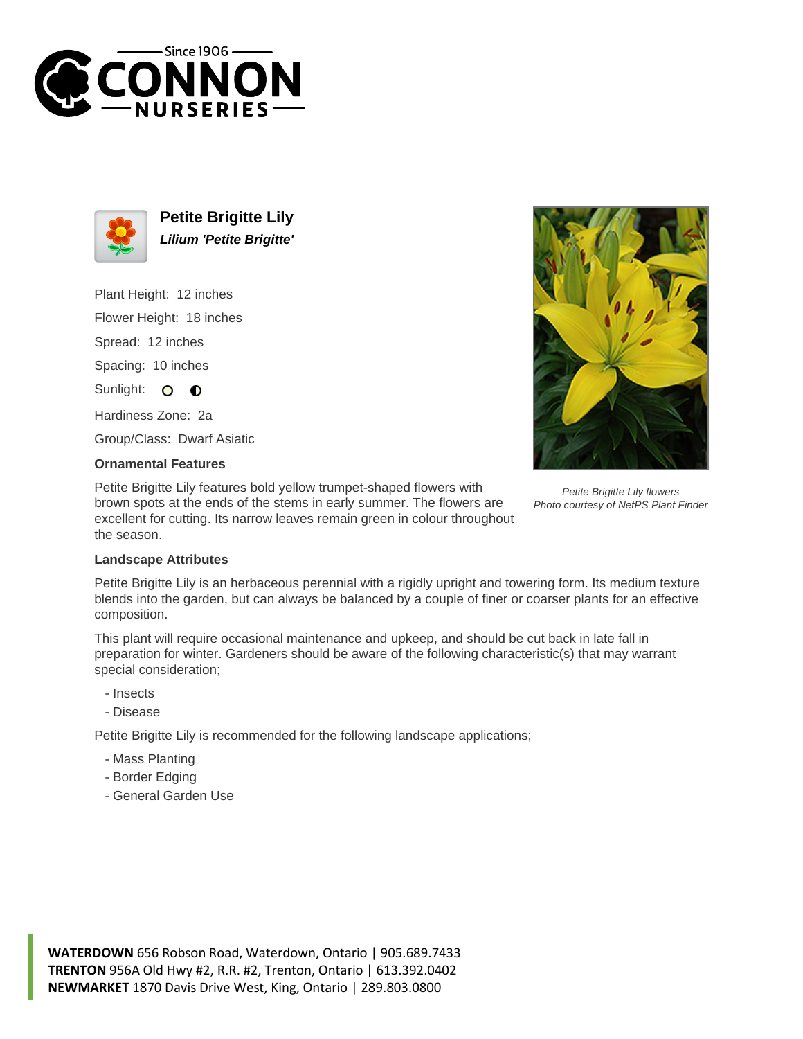# Petite Brigitte Lily

***Lilium 'Petite Brigitte'***

Plant Height: 12 inches

Flower Height: 18 inches

Spread: 12 inches

Spacing: 10 inches

Sunlight:

Hardiness Zone: 2a

Group/Class: Dwarf Asiatic

### Ornamental Features

Petite Brigitte Lily features bold yellow trumpet-shaped flowers with brown spots at the ends of the stems in early summer. The flowers are excellent for cutting. Its narrow leaves remain green in colour throughout the season.

*Petite Brigitte Lily flowers*
*Photo courtesy of NetPS Plant Finder*

### Landscape Attributes

Petite Brigitte Lily is an herbaceous perennial with a rigidly upright and towering form. Its medium texture blends into the garden, but can always be balanced by a couple of finer or coarser plants for an effective composition.

This plant will require occasional maintenance and upkeep, and should be cut back in late fall in preparation for winter. Gardeners should be aware of the following characteristic(s) that may warrant special consideration;

- Insects
- Disease

Petite Brigitte Lily is recommended for the following landscape applications;

- Mass Planting
- Border Edging
- General Garden Use

**WATERDOWN** 656 Robson Road, Waterdown, Ontario | 905.689.7433
**TRENTON** 956A Old Hwy #2, R.R. #2, Trenton, Ontario | 613.392.0402
**NEWMARKET** 1870 Davis Drive West, King, Ontario | 289.803.0800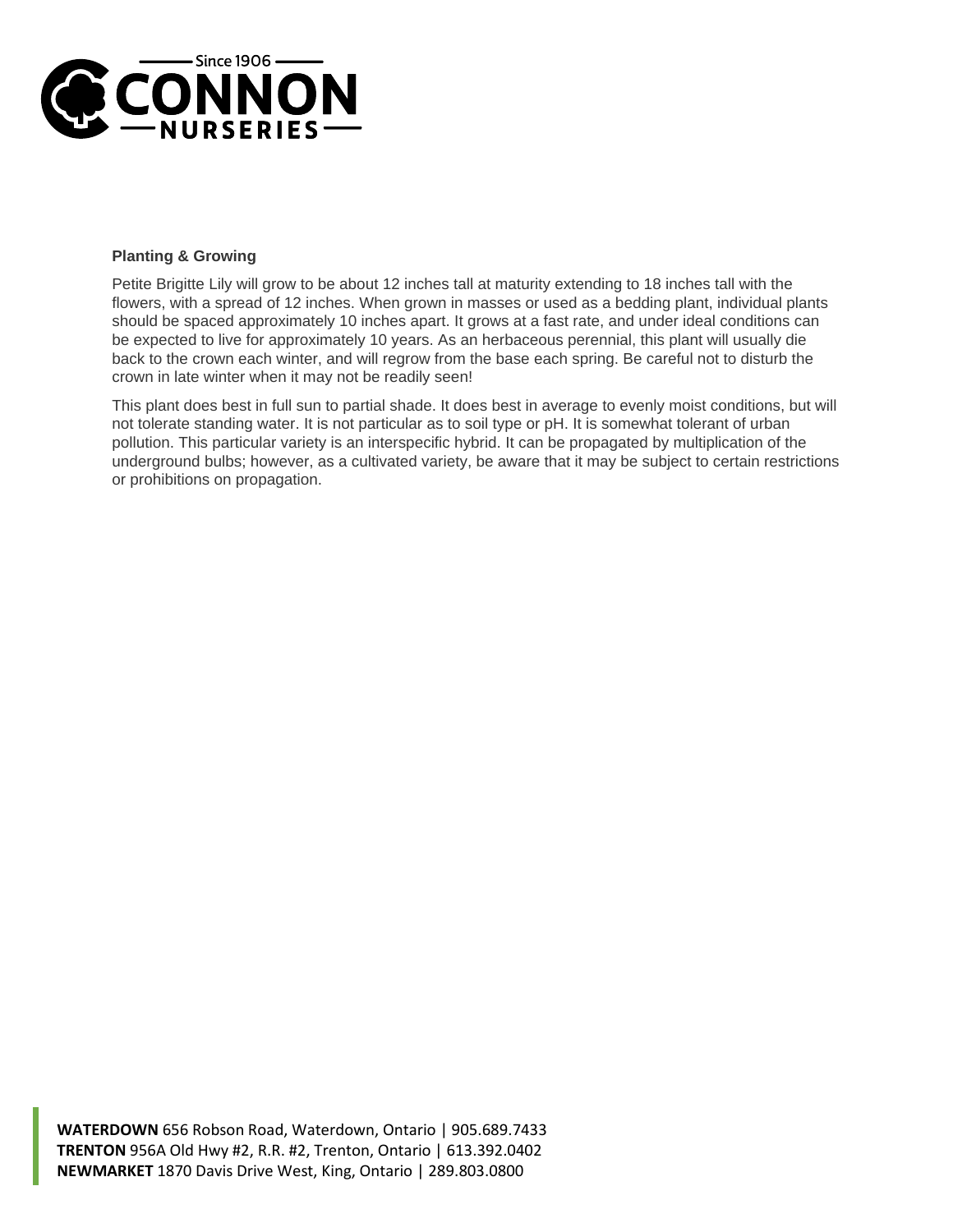### Planting & Growing

Petite Brigitte Lily will grow to be about 12 inches tall at maturity extending to 18 inches tall with the flowers, with a spread of 12 inches. When grown in masses or used as a bedding plant, individual plants should be spaced approximately 10 inches apart. It grows at a fast rate, and under ideal conditions can be expected to live for approximately 10 years. As an herbaceous perennial, this plant will usually die back to the crown each winter, and will regrow from the base each spring. Be careful not to disturb the crown in late winter when it may not be readily seen!

This plant does best in full sun to partial shade. It does best in average to evenly moist conditions, but will not tolerate standing water. It is not particular as to soil type or pH. It is somewhat tolerant of urban pollution. This particular variety is an interspecific hybrid. It can be propagated by multiplication of the underground bulbs; however, as a cultivated variety, be aware that it may be subject to certain restrictions or prohibitions on propagation.